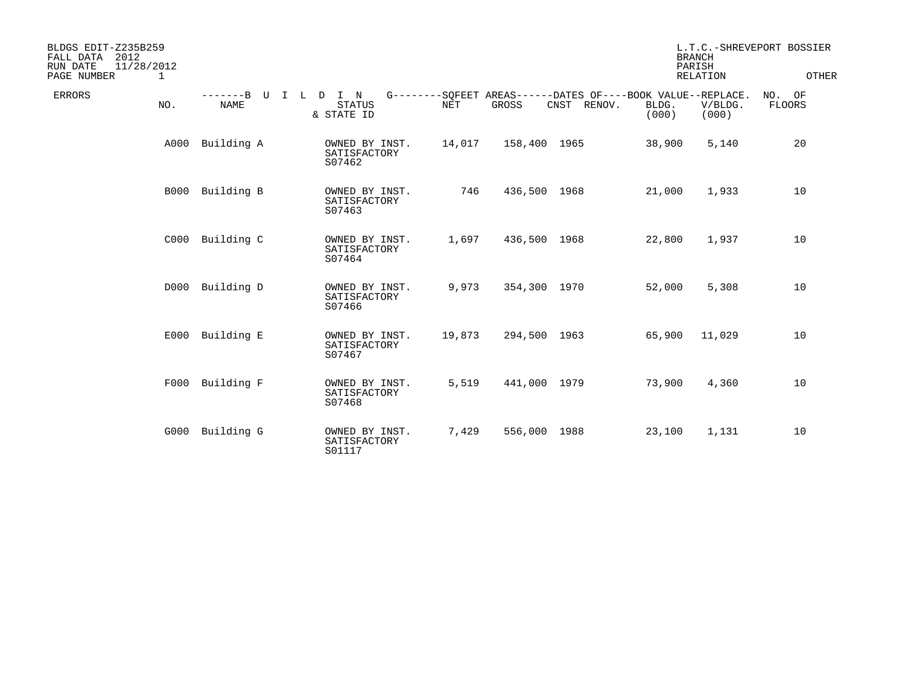BLDGS EDIT-Z235B259
FALL DATA 2012
RUN DATE 11/28/2012
PAGE NUMBER 1

L.T.C.-SHREVEPORT BOSSIER
BRANCH
PARISH
RELATION OTHER

| ERRORS | NO. | BUILDING NAME | STATUS & STATE ID | SQFEET AREAS NET | SQFEET AREAS GROSS | DATES OF CNST | DATES OF RENOV. | BOOK VALUE BLDG. (000) | REPLACE. V/BLDG. (000) | NO. OF FLOORS |
|---|---|---|---|---|---|---|---|---|---|---|
| | A000 | Building A | OWNED BY INST. SATISFACTORY S07462 | 14,017 | 158,400 | 1965 | | 38,900 | 5,140 | 20 |
| | B000 | Building B | OWNED BY INST. SATISFACTORY S07463 | 746 | 436,500 | 1968 | | 21,000 | 1,933 | 10 |
| | C000 | Building C | OWNED BY INST. SATISFACTORY S07464 | 1,697 | 436,500 | 1968 | | 22,800 | 1,937 | 10 |
| | D000 | Building D | OWNED BY INST. SATISFACTORY S07466 | 9,973 | 354,300 | 1970 | | 52,000 | 5,308 | 10 |
| | E000 | Building E | OWNED BY INST. SATISFACTORY S07467 | 19,873 | 294,500 | 1963 | | 65,900 | 11,029 | 10 |
| | F000 | Building F | OWNED BY INST. SATISFACTORY S07468 | 5,519 | 441,000 | 1979 | | 73,900 | 4,360 | 10 |
| | G000 | Building G | OWNED BY INST. SATISFACTORY S01117 | 7,429 | 556,000 | 1988 | | 23,100 | 1,131 | 10 |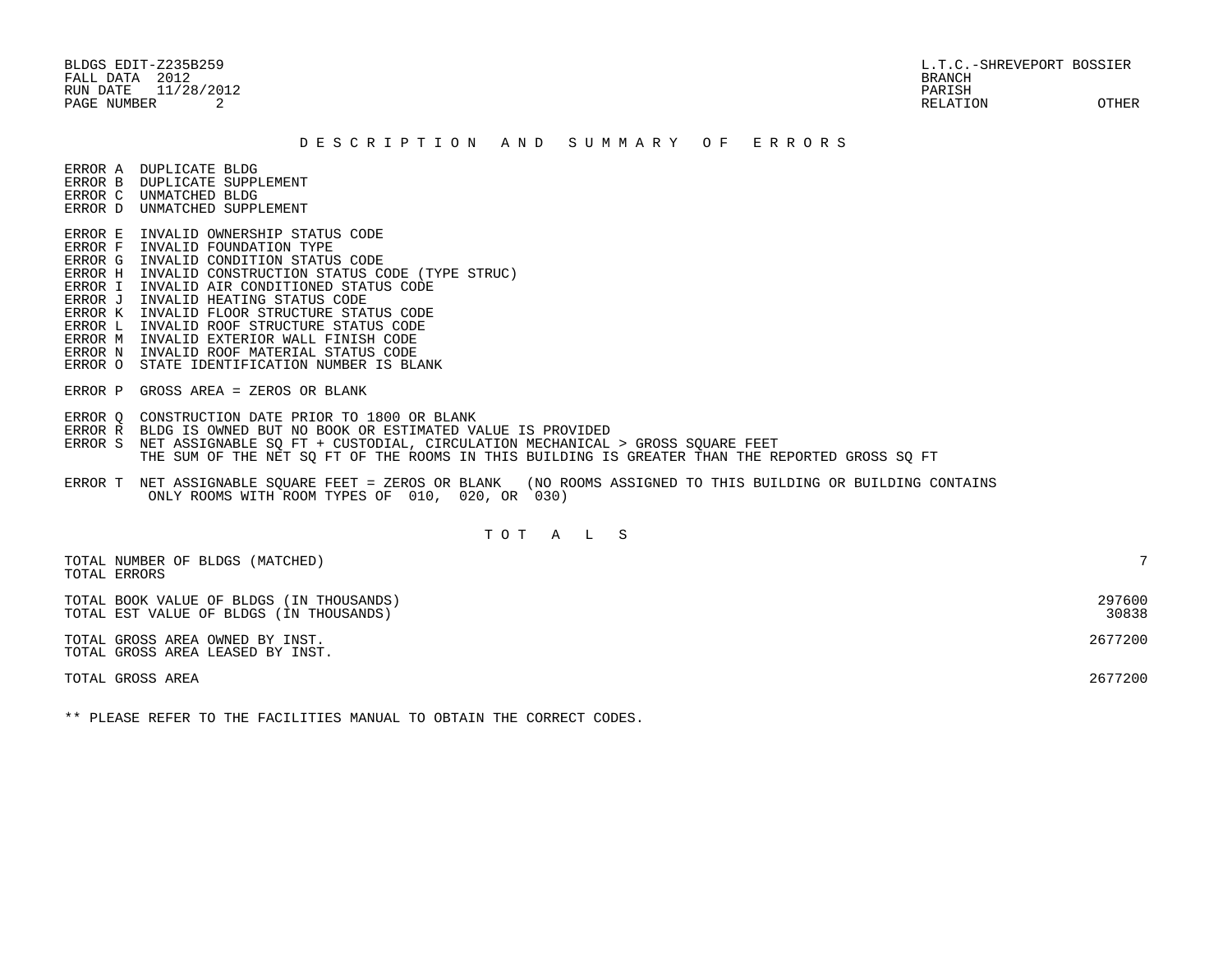BLDGS EDIT-Z235B259
FALL DATA 2012
RUN DATE 11/28/2012
PAGE NUMBER 2

L.T.C.-SHREVEPORT BOSSIER
BRANCH
PARISH
RELATION OTHER

## D E S C R I P T I O N   A N D   S U M M A R Y   O F   E R R O R S

ERROR A DUPLICATE BLDG
ERROR B DUPLICATE SUPPLEMENT
ERROR C UNMATCHED BLDG
ERROR D UNMATCHED SUPPLEMENT

ERROR E INVALID OWNERSHIP STATUS CODE
ERROR F INVALID FOUNDATION TYPE
ERROR G INVALID CONDITION STATUS CODE
ERROR H INVALID CONSTRUCTION STATUS CODE (TYPE STRUC)
ERROR I INVALID AIR CONDITIONED STATUS CODE
ERROR J INVALID HEATING STATUS CODE
ERROR K INVALID FLOOR STRUCTURE STATUS CODE
ERROR L INVALID ROOF STRUCTURE STATUS CODE
ERROR M INVALID EXTERIOR WALL FINISH CODE
ERROR N INVALID ROOF MATERIAL STATUS CODE
ERROR O STATE IDENTIFICATION NUMBER IS BLANK

ERROR P GROSS AREA = ZEROS OR BLANK

ERROR Q CONSTRUCTION DATE PRIOR TO 1800 OR BLANK
ERROR R BLDG IS OWNED BUT NO BOOK OR ESTIMATED VALUE IS PROVIDED
ERROR S NET ASSIGNABLE SQ FT + CUSTODIAL, CIRCULATION MECHANICAL > GROSS SQUARE FEET
THE SUM OF THE NET SQ FT OF THE ROOMS IN THIS BUILDING IS GREATER THAN THE REPORTED GROSS SQ FT

ERROR T NET ASSIGNABLE SQUARE FEET = ZEROS OR BLANK (NO ROOMS ASSIGNED TO THIS BUILDING OR BUILDING CONTAINS ONLY ROOMS WITH ROOM TYPES OF 010, 020, OR 030)

## T O T A L S

| | |
|---|---|
| TOTAL NUMBER OF BLDGS (MATCHED) | 7 |
| TOTAL ERRORS | |
| TOTAL BOOK VALUE OF BLDGS (IN THOUSANDS) | 297600 |
| TOTAL EST VALUE OF BLDGS (IN THOUSANDS) | 30838 |
| TOTAL GROSS AREA OWNED BY INST. | 2677200 |
| TOTAL GROSS AREA LEASED BY INST. | |
| TOTAL GROSS AREA | 2677200 |

** PLEASE REFER TO THE FACILITIES MANUAL TO OBTAIN THE CORRECT CODES.